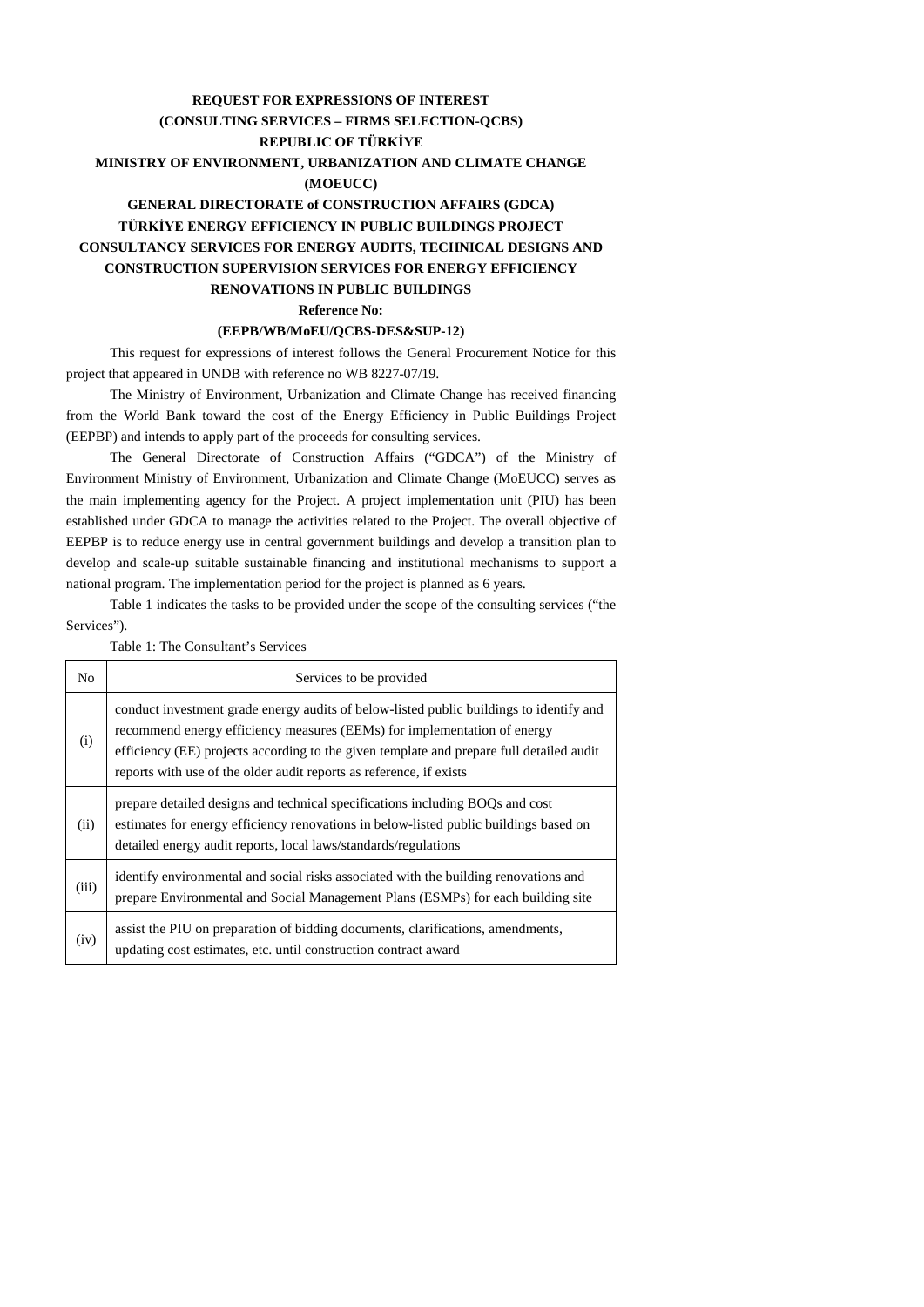**REQUEST FOR EXPRESSIONS OF INTEREST**
**(CONSULTING SERVICES – FIRMS SELECTION-QCBS)**
**REPUBLIC OF TÜRKİYE**
**MINISTRY OF ENVIRONMENT, URBANIZATION AND CLIMATE CHANGE (MOEUCC)**
**GENERAL DIRECTORATE of CONSTRUCTION AFFAIRS (GDCA)**
**TÜRKİYE ENERGY EFFICIENCY IN PUBLIC BUILDINGS PROJECT**
**CONSULTANCY SERVICES FOR ENERGY AUDITS, TECHNICAL DESIGNS AND CONSTRUCTION SUPERVISION SERVICES FOR ENERGY EFFICIENCY RENOVATIONS IN PUBLIC BUILDINGS**

**Reference No:**
**(EEPB/WB/MoEU/QCBS-DES&SUP-12)**

This request for expressions of interest follows the General Procurement Notice for this project that appeared in UNDB with reference no WB 8227-07/19.

The Ministry of Environment, Urbanization and Climate Change has received financing from the World Bank toward the cost of the Energy Efficiency in Public Buildings Project (EEPBP) and intends to apply part of the proceeds for consulting services.

The General Directorate of Construction Affairs ("GDCA") of the Ministry of Environment Ministry of Environment, Urbanization and Climate Change (MoEUCC) serves as the main implementing agency for the Project. A project implementation unit (PIU) has been established under GDCA to manage the activities related to the Project. The overall objective of EEPBP is to reduce energy use in central government buildings and develop a transition plan to develop and scale-up suitable sustainable financing and institutional mechanisms to support a national program. The implementation period for the project is planned as 6 years.

Table 1 indicates the tasks to be provided under the scope of the consulting services ("the Services").

Table 1: The Consultant's Services

| No | Services to be provided |
|---|---|
| (i) | conduct investment grade energy audits of below-listed public buildings to identify and recommend energy efficiency measures (EEMs) for implementation of energy efficiency (EE) projects according to the given template and prepare full detailed audit reports with use of the older audit reports as reference, if exists |
| (ii) | prepare detailed designs and technical specifications including BOQs and cost estimates for energy efficiency renovations in below-listed public buildings based on detailed energy audit reports, local laws/standards/regulations |
| (iii) | identify environmental and social risks associated with the building renovations and prepare Environmental and Social Management Plans (ESMPs) for each building site |
| (iv) | assist the PIU on preparation of bidding documents, clarifications, amendments, updating cost estimates, etc. until construction contract award |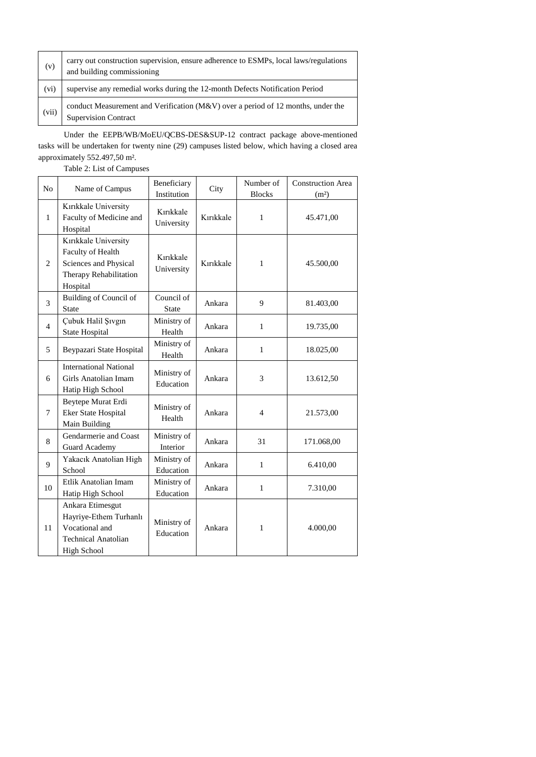| (v) | carry out construction supervision, ensure adherence to ESMPs, local laws/regulations and building commissioning |
|---|---|
| (vi) | supervise any remedial works during the 12-month Defects Notification Period |
| (vii) | conduct Measurement and Verification (M&V) over a period of 12 months, under the Supervision Contract |

Under the EEPB/WB/MoEU/QCBS-DES&SUP-12 contract package above-mentioned tasks will be undertaken for twenty nine (29) campuses listed below, which having a closed area approximately 552.497,50 m².

Table 2: List of Campuses

| No | Name of Campus | Beneficiary Institution | City | Number of Blocks | Construction Area (m²) |
|---|---|---|---|---|---|
| 1 | Kırıkkale University Faculty of Medicine and Hospital | Kırıkkale University | Kırıkkale | 1 | 45.471,00 |
| 2 | Kırıkkale University Faculty of Health Sciences and Physical Therapy Rehabilitation Hospital | Kırıkkale University | Kırıkkale | 1 | 45.500,00 |
| 3 | Building of Council of State | Council of State | Ankara | 9 | 81.403,00 |
| 4 | Çubuk Halil Şıvgın State Hospital | Ministry of Health | Ankara | 1 | 19.735,00 |
| 5 | Beypazari State Hospital | Ministry of Health | Ankara | 1 | 18.025,00 |
| 6 | International National Girls Anatolian Imam Hatip High School | Ministry of Education | Ankara | 3 | 13.612,50 |
| 7 | Beytepe Murat Erdi Eker State Hospital Main Building | Ministry of Health | Ankara | 4 | 21.573,00 |
| 8 | Gendarmerie and Coast Guard Academy | Ministry of Interior | Ankara | 31 | 171.068,00 |
| 9 | Yakacık Anatolian High School | Ministry of Education | Ankara | 1 | 6.410,00 |
| 10 | Etlik Anatolian Imam Hatip High School | Ministry of Education | Ankara | 1 | 7.310,00 |
| 11 | Ankara Etimesgut Hayriye-Ethem Turhanlı Vocational and Technical Anatolian High School | Ministry of Education | Ankara | 1 | 4.000,00 |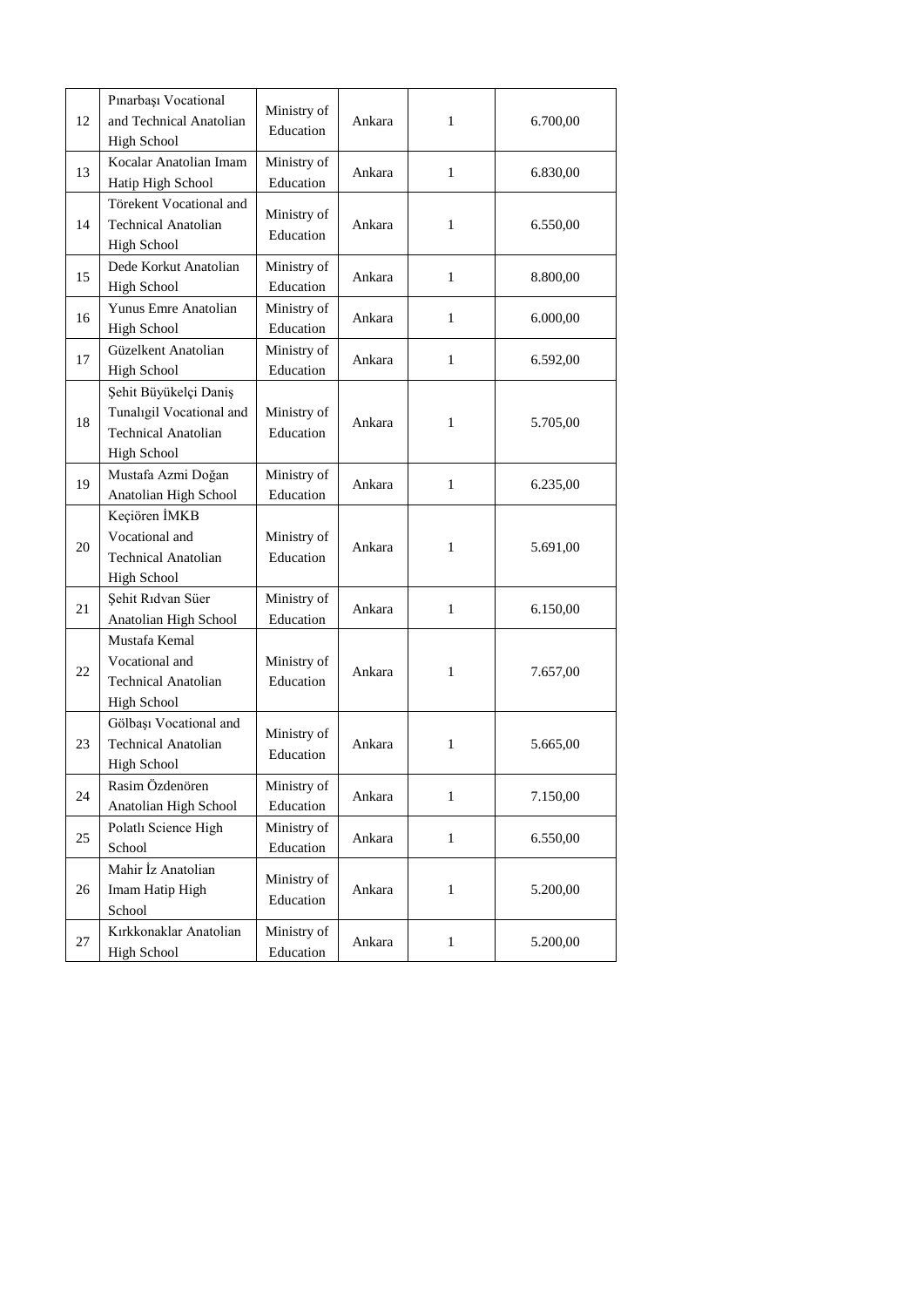| 12 | Pınarbaşı Vocational and Technical Anatolian High School | Ministry of Education | Ankara | 1 | 6.700,00 |
|---|---|---|---|---|---|
| 13 | Kocalar Anatolian Imam Hatip High School | Ministry of Education | Ankara | 1 | 6.830,00 |
| 14 | Törekent Vocational and Technical Anatolian High School | Ministry of Education | Ankara | 1 | 6.550,00 |
| 15 | Dede Korkut Anatolian High School | Ministry of Education | Ankara | 1 | 8.800,00 |
| 16 | Yunus Emre Anatolian High School | Ministry of Education | Ankara | 1 | 6.000,00 |
| 17 | Güzelkent Anatolian High School | Ministry of Education | Ankara | 1 | 6.592,00 |
| 18 | Şehit Büyükelçi Daniş Tunalıgil Vocational and Technical Anatolian High School | Ministry of Education | Ankara | 1 | 5.705,00 |
| 19 | Mustafa Azmi Doğan Anatolian High School | Ministry of Education | Ankara | 1 | 6.235,00 |
| 20 | Keçiören İMKB Vocational and Technical Anatolian High School | Ministry of Education | Ankara | 1 | 5.691,00 |
| 21 | Şehit Rıdvan Süer Anatolian High School | Ministry of Education | Ankara | 1 | 6.150,00 |
| 22 | Mustafa Kemal Vocational and Technical Anatolian High School | Ministry of Education | Ankara | 1 | 7.657,00 |
| 23 | Gölbaşı Vocational and Technical Anatolian High School | Ministry of Education | Ankara | 1 | 5.665,00 |
| 24 | Rasim Özdenören Anatolian High School | Ministry of Education | Ankara | 1 | 7.150,00 |
| 25 | Polatlı Science High School | Ministry of Education | Ankara | 1 | 6.550,00 |
| 26 | Mahir İz Anatolian Imam Hatip High School | Ministry of Education | Ankara | 1 | 5.200,00 |
| 27 | Kırkkonaklar Anatolian High School | Ministry of Education | Ankara | 1 | 5.200,00 |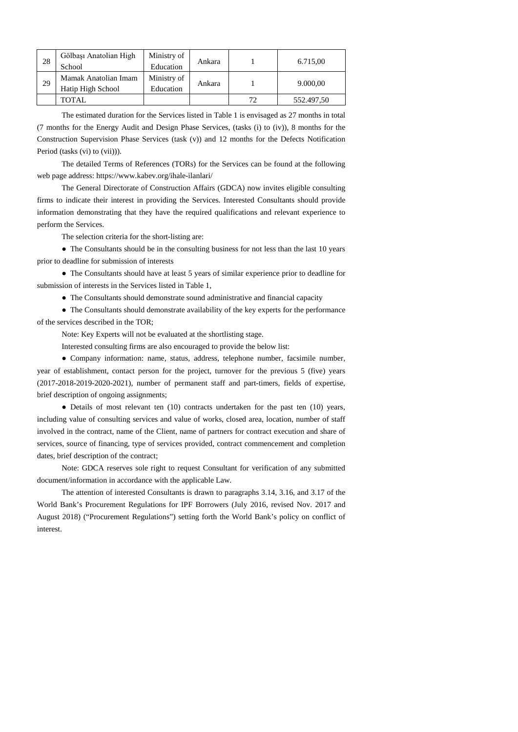| | | | | | |
|---|---|---|---|---|---|
| 28 | Gölbaşı Anatolian High School | Ministry of Education | Ankara | 1 | 6.715,00 |
| 29 | Mamak Anatolian Imam Hatip High School | Ministry of Education | Ankara | 1 | 9.000,00 |
| | TOTAL | | | 72 | 552.497,50 |

The estimated duration for the Services listed in Table 1 is envisaged as 27 months in total (7 months for the Energy Audit and Design Phase Services, (tasks (i) to (iv)), 8 months for the Construction Supervision Phase Services (task (v)) and 12 months for the Defects Notification Period (tasks (vi) to (vii))).

The detailed Terms of References (TORs) for the Services can be found at the following web page address: https://www.kabev.org/ihale-ilanlari/

The General Directorate of Construction Affairs (GDCA) now invites eligible consulting firms to indicate their interest in providing the Services. Interested Consultants should provide information demonstrating that they have the required qualifications and relevant experience to perform the Services.

The selection criteria for the short-listing are:

- The Consultants should be in the consulting business for not less than the last 10 years prior to deadline for submission of interests
- The Consultants should have at least 5 years of similar experience prior to deadline for submission of interests in the Services listed in Table 1,
- The Consultants should demonstrate sound administrative and financial capacity
- The Consultants should demonstrate availability of the key experts for the performance of the services described in the TOR;

Note: Key Experts will not be evaluated at the shortlisting stage.

Interested consulting firms are also encouraged to provide the below list:

- Company information: name, status, address, telephone number, facsimile number, year of establishment, contact person for the project, turnover for the previous 5 (five) years (2017-2018-2019-2020-2021), number of permanent staff and part-timers, fields of expertise, brief description of ongoing assignments;
- Details of most relevant ten (10) contracts undertaken for the past ten (10) years, including value of consulting services and value of works, closed area, location, number of staff involved in the contract, name of the Client, name of partners for contract execution and share of services, source of financing, type of services provided, contract commencement and completion dates, brief description of the contract;

Note: GDCA reserves sole right to request Consultant for verification of any submitted document/information in accordance with the applicable Law.

The attention of interested Consultants is drawn to paragraphs 3.14, 3.16, and 3.17 of the World Bank's Procurement Regulations for IPF Borrowers (July 2016, revised Nov. 2017 and August 2018) ("Procurement Regulations") setting forth the World Bank's policy on conflict of interest.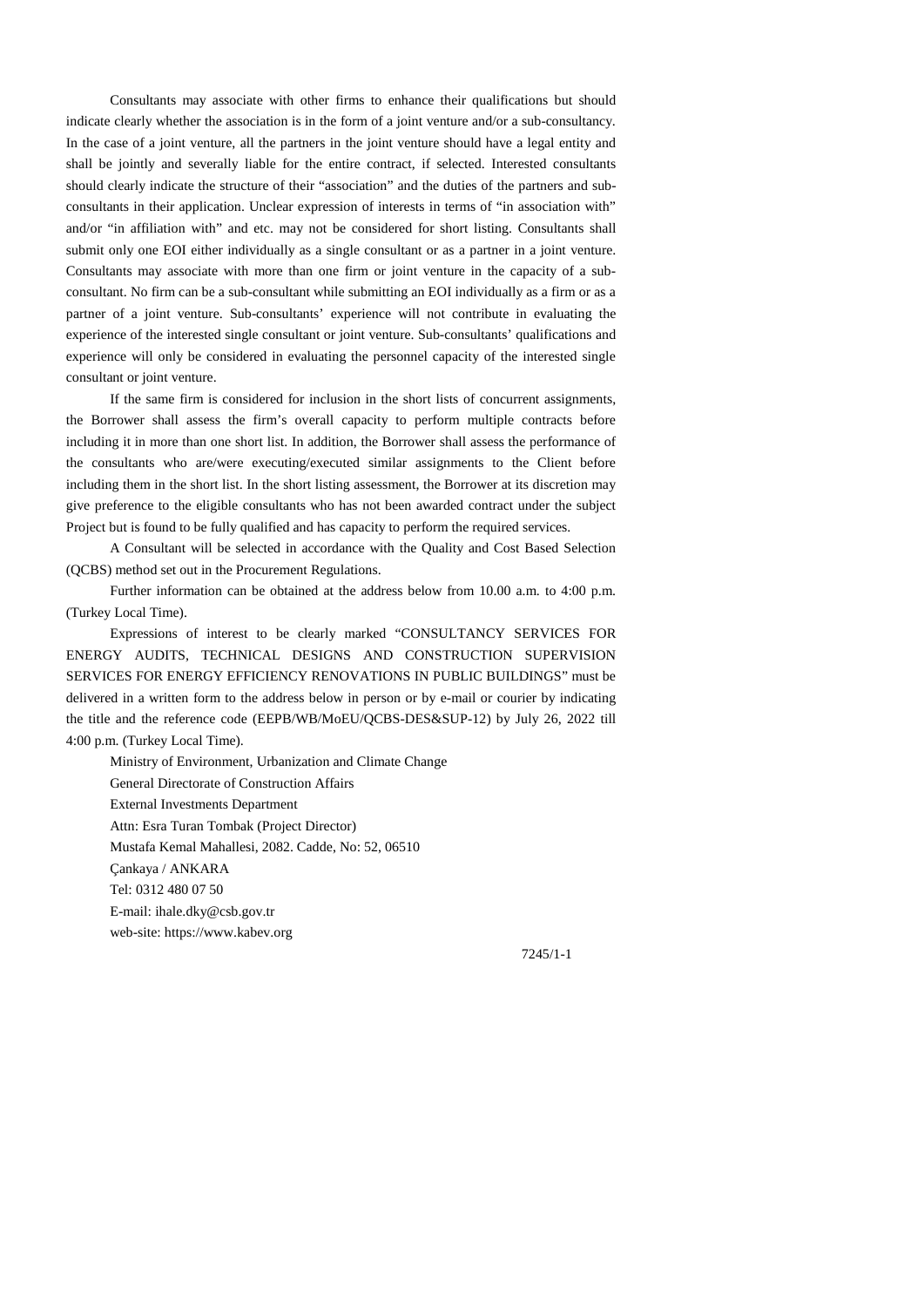Consultants may associate with other firms to enhance their qualifications but should indicate clearly whether the association is in the form of a joint venture and/or a sub-consultancy. In the case of a joint venture, all the partners in the joint venture should have a legal entity and shall be jointly and severally liable for the entire contract, if selected. Interested consultants should clearly indicate the structure of their "association" and the duties of the partners and sub-consultants in their application. Unclear expression of interests in terms of "in association with" and/or "in affiliation with" and etc. may not be considered for short listing. Consultants shall submit only one EOI either individually as a single consultant or as a partner in a joint venture. Consultants may associate with more than one firm or joint venture in the capacity of a sub-consultant. No firm can be a sub-consultant while submitting an EOI individually as a firm or as a partner of a joint venture. Sub-consultants' experience will not contribute in evaluating the experience of the interested single consultant or joint venture. Sub-consultants' qualifications and experience will only be considered in evaluating the personnel capacity of the interested single consultant or joint venture.

If the same firm is considered for inclusion in the short lists of concurrent assignments, the Borrower shall assess the firm's overall capacity to perform multiple contracts before including it in more than one short list. In addition, the Borrower shall assess the performance of the consultants who are/were executing/executed similar assignments to the Client before including them in the short list. In the short listing assessment, the Borrower at its discretion may give preference to the eligible consultants who has not been awarded contract under the subject Project but is found to be fully qualified and has capacity to perform the required services.

A Consultant will be selected in accordance with the Quality and Cost Based Selection (QCBS) method set out in the Procurement Regulations.

Further information can be obtained at the address below from 10.00 a.m. to 4:00 p.m. (Turkey Local Time).

Expressions of interest to be clearly marked "CONSULTANCY SERVICES FOR ENERGY AUDITS, TECHNICAL DESIGNS AND CONSTRUCTION SUPERVISION SERVICES FOR ENERGY EFFICIENCY RENOVATIONS IN PUBLIC BUILDINGS" must be delivered in a written form to the address below in person or by e-mail or courier by indicating the title and the reference code (EEPB/WB/MoEU/QCBS-DES&SUP-12) by July 26, 2022 till 4:00 p.m. (Turkey Local Time).

Ministry of Environment, Urbanization and Climate Change

General Directorate of Construction Affairs

External Investments Department

Attn: Esra Turan Tombak (Project Director)

Mustafa Kemal Mahallesi, 2082. Cadde, No: 52, 06510

Çankaya / ANKARA

Tel: 0312 480 07 50

E-mail: ihale.dky@csb.gov.tr

web-site: https://www.kabev.org

7245/1-1